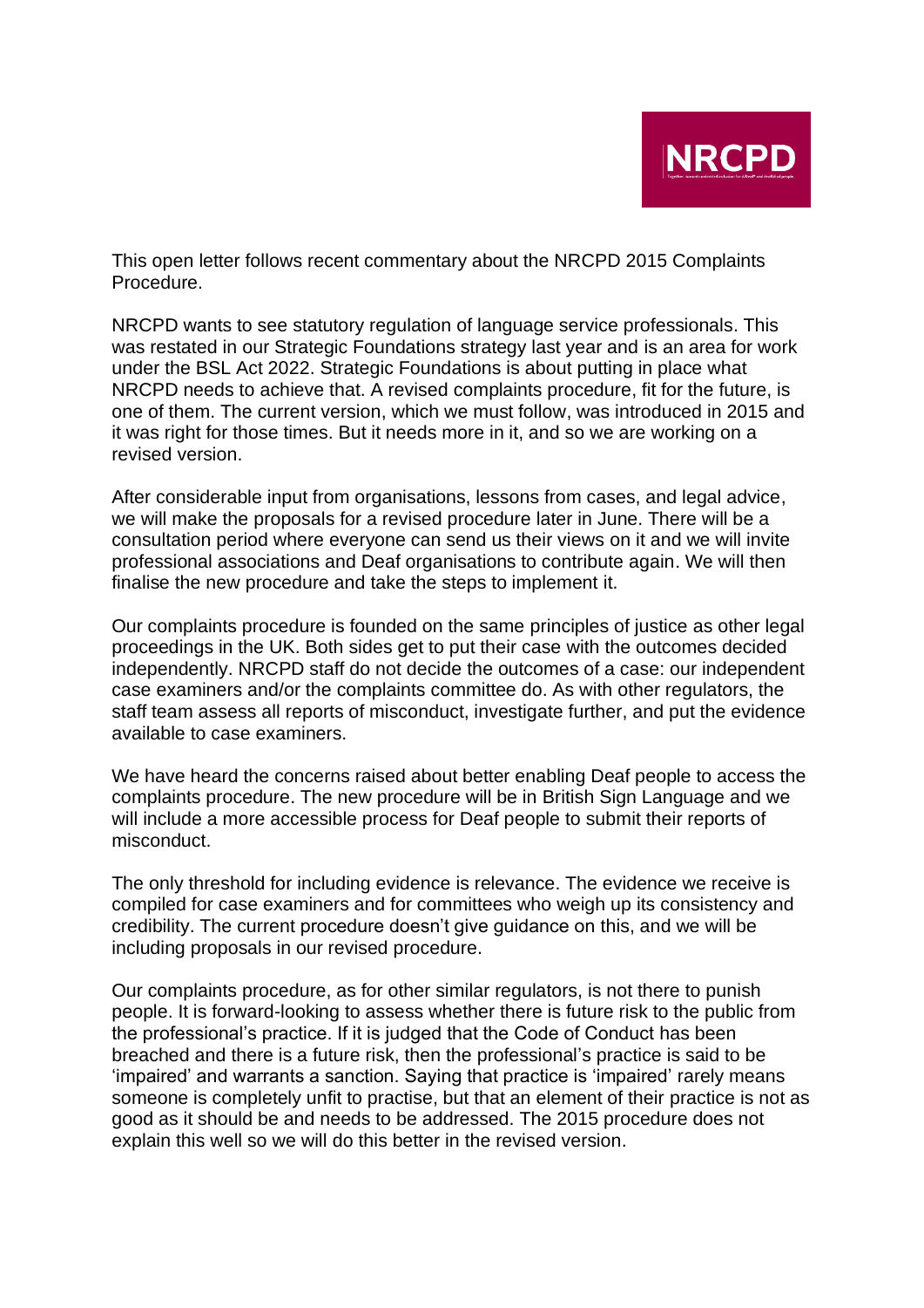This open letter follows recent commentary about the NRCPD 2015 Complaints Procedure.

NRCPD wants to see statutory regulation of language service professionals. This was restated in our Strategic Foundations strategy last year and is an area for work under the BSL Act 2022. Strategic Foundations is about putting in place what NRCPD needs to achieve that. A revised complaints procedure, fit for the future, is one of them. The current version, which we must follow, was introduced in 2015 and it was right for those times. But it needs more in it, and so we are working on a revised version.

After considerable input from organisations, lessons from cases, and legal advice, we will make the proposals for a revised procedure later in June. There will be a consultation period where everyone can send us their views on it and we will invite professional associations and Deaf organisations to contribute again. We will then finalise the new procedure and take the steps to implement it.

Our complaints procedure is founded on the same principles of justice as other legal proceedings in the UK. Both sides get to put their case with the outcomes decided independently. NRCPD staff do not decide the outcomes of a case: our independent case examiners and/or the complaints committee do. As with other regulators, the staff team assess all reports of misconduct, investigate further, and put the evidence available to case examiners.

We have heard the concerns raised about better enabling Deaf people to access the complaints procedure. The new procedure will be in British Sign Language and we will include a more accessible process for Deaf people to submit their reports of misconduct.

The only threshold for including evidence is relevance. The evidence we receive is compiled for case examiners and for committees who weigh up its consistency and credibility. The current procedure doesn't give guidance on this, and we will be including proposals in our revised procedure.

Our complaints procedure, as for other similar regulators, is not there to punish people. It is forward-looking to assess whether there is future risk to the public from the professional's practice. If it is judged that the Code of Conduct has been breached and there is a future risk, then the professional's practice is said to be 'impaired' and warrants a sanction. Saying that practice is 'impaired' rarely means someone is completely unfit to practise, but that an element of their practice is not as good as it should be and needs to be addressed. The 2015 procedure does not explain this well so we will do this better in the revised version.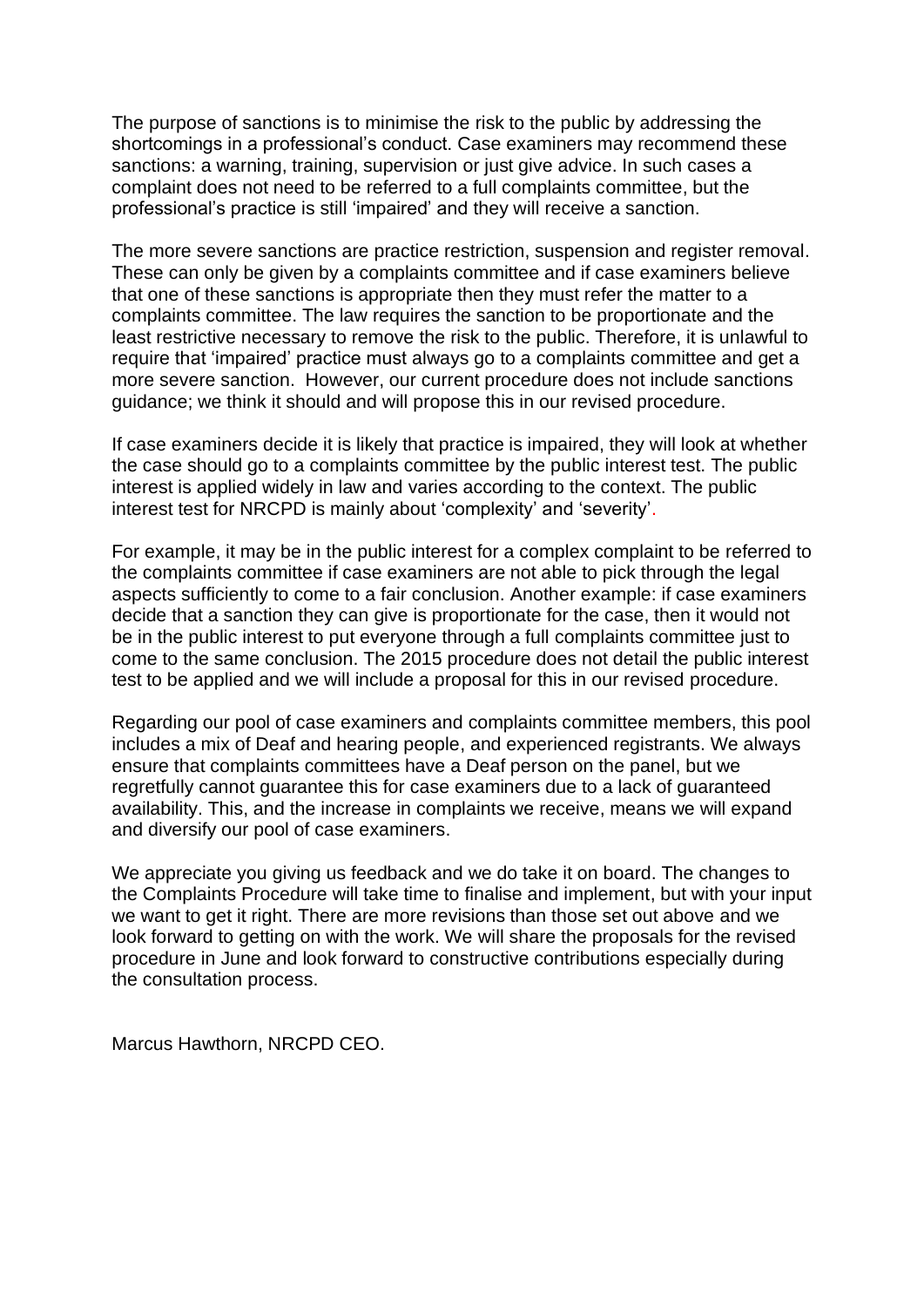The purpose of sanctions is to minimise the risk to the public by addressing the shortcomings in a professional's conduct. Case examiners may recommend these sanctions: a warning, training, supervision or just give advice. In such cases a complaint does not need to be referred to a full complaints committee, but the professional's practice is still 'impaired' and they will receive a sanction.

The more severe sanctions are practice restriction, suspension and register removal. These can only be given by a complaints committee and if case examiners believe that one of these sanctions is appropriate then they must refer the matter to a complaints committee. The law requires the sanction to be proportionate and the least restrictive necessary to remove the risk to the public. Therefore, it is unlawful to require that 'impaired' practice must always go to a complaints committee and get a more severe sanction. However, our current procedure does not include sanctions guidance; we think it should and will propose this in our revised procedure.

If case examiners decide it is likely that practice is impaired, they will look at whether the case should go to a complaints committee by the public interest test. The public interest is applied widely in law and varies according to the context. The public interest test for NRCPD is mainly about 'complexity' and 'severity'.

For example, it may be in the public interest for a complex complaint to be referred to the complaints committee if case examiners are not able to pick through the legal aspects sufficiently to come to a fair conclusion. Another example: if case examiners decide that a sanction they can give is proportionate for the case, then it would not be in the public interest to put everyone through a full complaints committee just to come to the same conclusion. The 2015 procedure does not detail the public interest test to be applied and we will include a proposal for this in our revised procedure.

Regarding our pool of case examiners and complaints committee members, this pool includes a mix of Deaf and hearing people, and experienced registrants. We always ensure that complaints committees have a Deaf person on the panel, but we regretfully cannot guarantee this for case examiners due to a lack of guaranteed availability. This, and the increase in complaints we receive, means we will expand and diversify our pool of case examiners.

We appreciate you giving us feedback and we do take it on board. The changes to the Complaints Procedure will take time to finalise and implement, but with your input we want to get it right. There are more revisions than those set out above and we look forward to getting on with the work. We will share the proposals for the revised procedure in June and look forward to constructive contributions especially during the consultation process.

Marcus Hawthorn, NRCPD CEO.